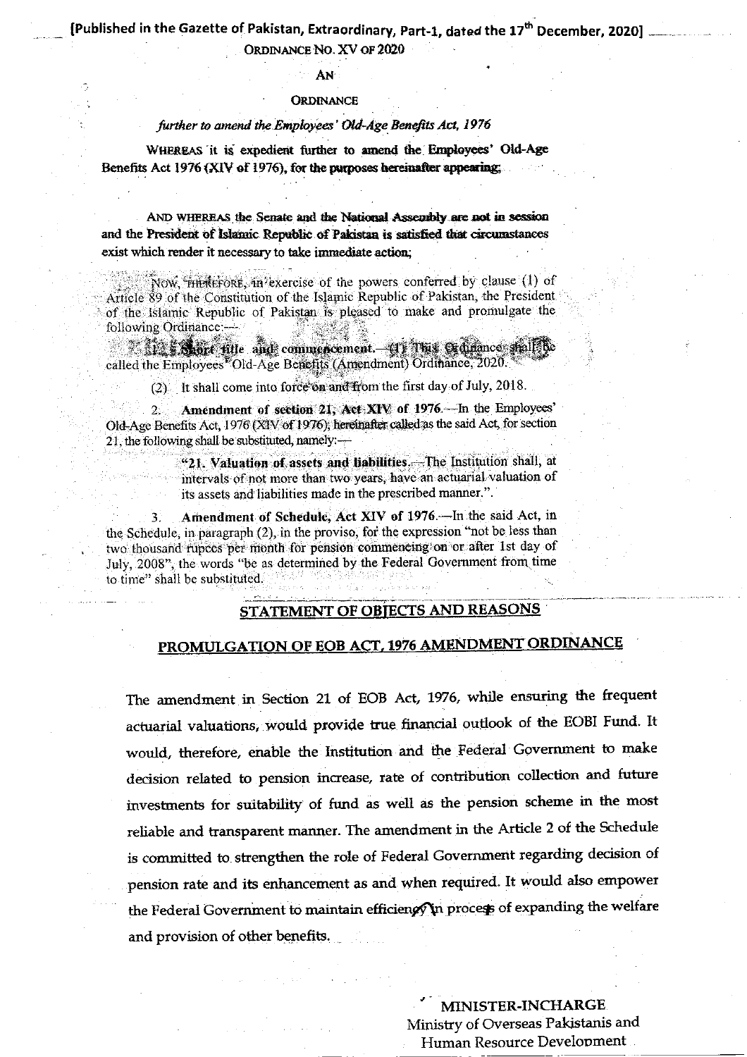[Published in the Gazette of Pakistan, Extraordinary, Part-1, dated the 17th December, 2020]

ORDINANCE NO. XV OF 2020

AN

ORDINANCE

*further to amend the Employees' Old-Age Benefits Act, 1976*

WHEREAS it is expedient further to amend the Employees' Old-Age Benefits Act 1976 (XIV of 1976), for the purposes hereinafter appearing;

AND WHEREAS the Senate and the National Assembly are not in session and the President of Islamic Republic of Pakistan is satisfied that circumstances exist which render it necessary to take immediate action;

NOW, THEREFORE, in exercise of the powers conferred by clause (1) of Article 89 of the Constitution of the Islamic Republic of Pakistan, the President of the Islamic Republic of Pakistan is pleased to make and promulgate the following Ordinance:—

1. **Short title and commencement.**—(1) This Ordinance shall be called the Employees' Old-Age Benefits (Amendment) Ordinance, 2020.

(2) It shall come into force on and from the first day of July, 2018.

2. **Amendment of section 21, Act XIV of 1976.**—In the Employees' Old-Age Benefits Act, 1976 (XIV of 1976), hereinafter called as the said Act, for section 21, the following shall be substituted, namely:—

> "21. **Valuation of assets and liabilities.**—The Institution shall, at intervals of not more than two years, have an actuarial valuation of its assets and liabilities made in the prescribed manner.".

3. **Amendment of Schedule, Act XIV of 1976.**—In the said Act, in the Schedule, in paragraph (2), in the proviso, for the expression "not be less than two thousand rupees per month for pension commencing on or after 1st day of July, 2008", the words "be as determined by the Federal Government from time to time" shall be substituted.

## STATEMENT OF OBJECTS AND REASONS

## PROMULGATION OF EOB ACT, 1976 AMENDMENT ORDINANCE

The amendment in Section 21 of EOB Act, 1976, while ensuring the frequent actuarial valuations, would provide true financial outlook of the EOBI Fund. It would, therefore, enable the Institution and the Federal Government to make decision related to pension increase, rate of contribution collection and future investments for suitability of fund as well as the pension scheme in the most reliable and transparent manner. The amendment in the Article 2 of the Schedule is committed to strengthen the role of Federal Government regarding decision of pension rate and its enhancement as and when required. It would also empower the Federal Government to maintain efficiency in process of expanding the welfare and provision of other benefits.

MINISTER-INCHARGE
Ministry of Overseas Pakistanis and
Human Resource Development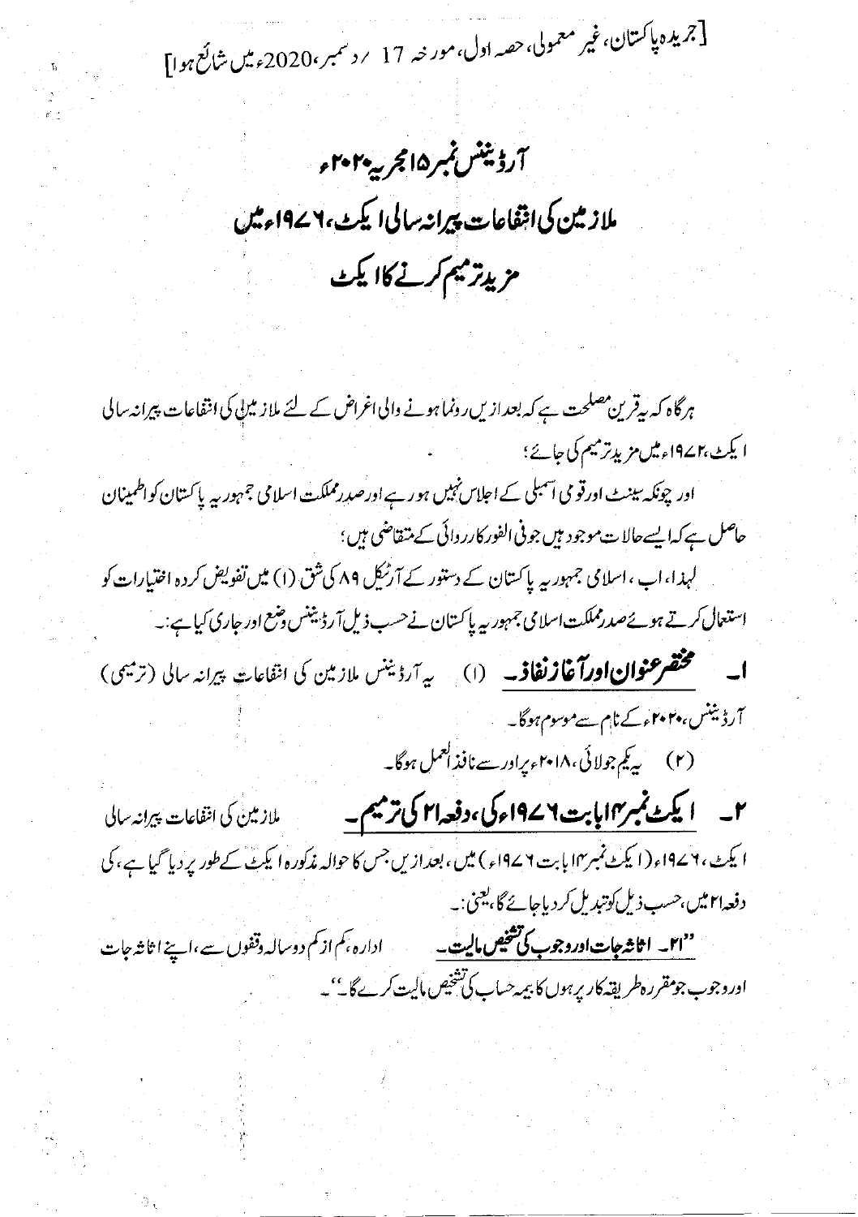[جریدہ پاکستان، غیر معمولی، حصہ اول، مورخہ 17 / دسمبر، 2020ء میں شائع ہوا]

# آرڈیننس نمبر ۱۵ مجریہ ۲۰۲۰ء

## ملازمین کی انتفاعات پیرانہ سالی ایکٹ، ۱۹۷۶ء میں مزید ترمیم کرنے کا ایکٹ

ہرگاہ کہ یہ قرین مصلحت ہے کہ بعدازیں رونما ہونے والی اغراض کے لئے ملازمین کی انتفاعات پیرانہ سالی ایکٹ، ۱۹۷۶ء میں مزید ترمیم کی جائے؛

اور چونکہ سینٹ اور قومی اسمبلی کے اجلاس نہیں ہو رہے اور صدر مملکت اسلامی جمہوریہ پاکستان کو اطمینان حاصل ہے کہ ایسے حالات موجود ہیں جو فی الفور کارروائی کے متقاضی ہیں؛

لہذا، اب، اسلامی جمہوریہ پاکستان کے دستور کے آرٹیکل ۸۹ کی شق (۱) میں تفویض کردہ اختیارات کو استعمال کرتے ہوئے صدر مملکت اسلامی جمہوریہ پاکستان نے حسب ذیل آرڈیننس وضع اور جاری کیا ہے:۔

۱۔ **مختصر عنوان اور آغاز نفاذ۔** (۱) یہ آرڈیننس ملازمین کی انتفاعات پیرانہ سالی (ترمیمی) آرڈیننس، ۲۰۲۰ء کے نام سے موسوم ہوگا۔

(۲) یہ یکم جولائی، ۲۰۱۸ء پر اور سے نافذ العمل ہوگا۔

۲۔ **ایکٹ نمبر ۱۴ بابت ۱۹۷۶ء کی، دفعہ ۲۱ کی ترمیم۔** ملازمین کی انتفاعات پیرانہ سالی ایکٹ، ۱۹۷۶ء (ایکٹ نمبر ۱۴ بابت ۱۹۷۶ء) میں، بعدازیں جس کا حوالہ مذکورہ ایکٹ کے طور پر دیا گیا ہے، کی دفعہ ۲۱ میں، حسب ذیل کو تبدیل کر دیا جائے گا، یعنی:۔

"۲۱۔ **اثاثہ جات اور وجوب کی تشخیص مالیت۔** ادارہ، کم از کم دو سالہ وقفوں سے، اپنے اثاثہ جات اور وجوب جو مقررہ طریقہ کار پر ہوں کا بیمہ حساب کی تشخیص مالیت کرے گا"۔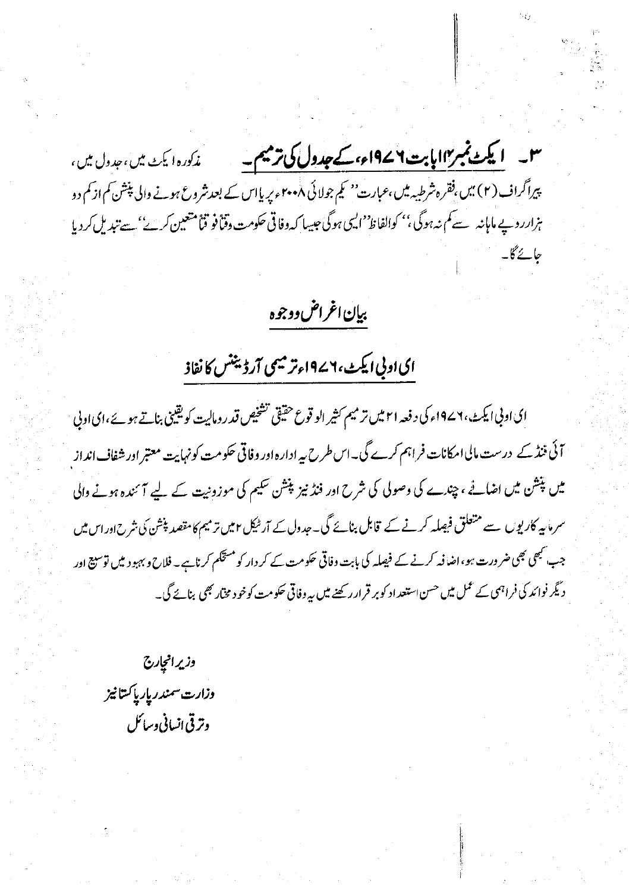**۳۔ ایکٹ نمبر ۱۴ بابت ۱۹۷۶ء، کے جدول کی ترمیم۔** مذکورہ ایکٹ میں، جدول میں، پیراگراف (۲) میں، فقرہ شرطیہ میں، عبارت '' یکم جولائی ۲۰۰۸ء پر یا اس کے بعد شروع ہونے والی پنشن کم از کم دو ہزار روپے ماہانہ سے کم نہ ہوگی،'' کو الفاظ ''ایسی ہوگی جیسا کہ وفاقی حکومت وقتاً فوقتاً متعین کرے'' سے تبدیل کر دیا جائے گا۔

## بیان اغراض و وجوہ

## ای او بی ایکٹ، ۱۹۷۶ء ترمیمی آرڈیننس کا نفاذ

ای او بی ایکٹ، ۱۹۷۶ء کی دفعہ ۲۱ میں ترمیم کثیر الوقوع حقیقی تشخیص قدر و مالیت کو یقینی بناتے ہوئے، ای او بی آئی فنڈ کے درست مالی امکانات فراہم کرے گی۔ اس طرح یہ ادارہ اور وفاقی حکومت کو نہایت معتبر اور شفاف انداز میں پنشن میں اضافے، چندے کی وصولی کی شرح اور فنڈ نیز پنشن سکیم کی موزونیت کے لیے آئندہ ہونے والی سرمایہ کاریوں سے متعلق فیصلہ کرنے کے قابل بنائے گی۔ جدول کے آرٹیکل ۲ میں ترمیم کا مقصد پنشن کی شرح اور اس میں جب کبھی بھی ضرورت ہو، اضافہ کرنے کے فیصلہ کی بابت وفاقی حکومت کے کردار کو مستحکم کرنا ہے۔ فلاح و بہبود میں توسیع اور دیگر فوائد کی فراہمی کے عمل میں حسن استعداد کو برقرار رکھنے میں یہ وفاقی حکومت کو خود مختار بھی بنائے گی۔

وزیر انچارج
وزارت سمندر پار پاکستانیز
و ترقی انسانی وسائل